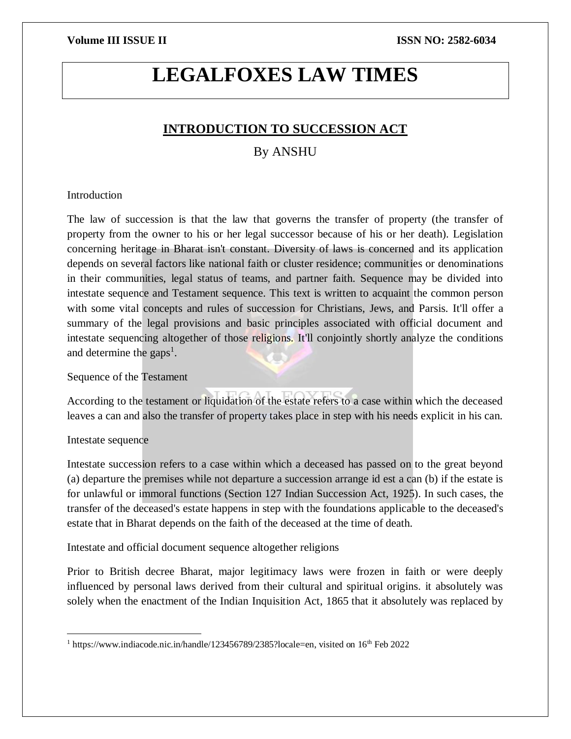# LEGALFOXES LAW TIMES

## INTRODUCTION TO SUCCESSION ACT

By ANSHU

Introduction

The law of succession is that the law that governs the transfer of property (the transfer of property from the owner to his or her legal successor because of his or her death). Legislation concerning heritage in Bharat isn't constant. Diversity of laws is concerned and its application depends on several factors like national faith or cluster residence; communities or denominations in their communities, legal status of teams, and partner faith. Sequence may be divided into intestate sequence and Testament sequence. This text is written to acquaint the common person with some vital concepts and rules of succession for Christians, Jews, and Parsis. It'll offer a summary of the legal provisions and basic principles associated with official document and intestate sequencing altogether of those religions. It'll conjointly shortly analyze the conditions and determine the gaps[1].

Sequence of the Testament

According to the testament or liquidation of the estate refers to a case within which the deceased leaves a can and also the transfer of property takes place in step with his needs explicit in his can.

Intestate sequence

Intestate succession refers to a case within which a deceased has passed on to the great beyond (a) departure the premises while not departure a succession arrange id est a can (b) if the estate is for unlawful or immoral functions (Section 127 Indian Succession Act, 1925). In such cases, the transfer of the deceased's estate happens in step with the foundations applicable to the deceased's estate that in Bharat depends on the faith of the deceased at the time of death.

Intestate and official document sequence altogether religions

Prior to British decree Bharat, major legitimacy laws were frozen in faith or were deeply influenced by personal laws derived from their cultural and spiritual origins. it absolutely was solely when the enactment of the Indian Inquisition Act, 1865 that it absolutely was replaced by

---

[1] https://www.indiacode.nic.in/handle/123456789/2385?locale=en, visited on 16th Feb 2022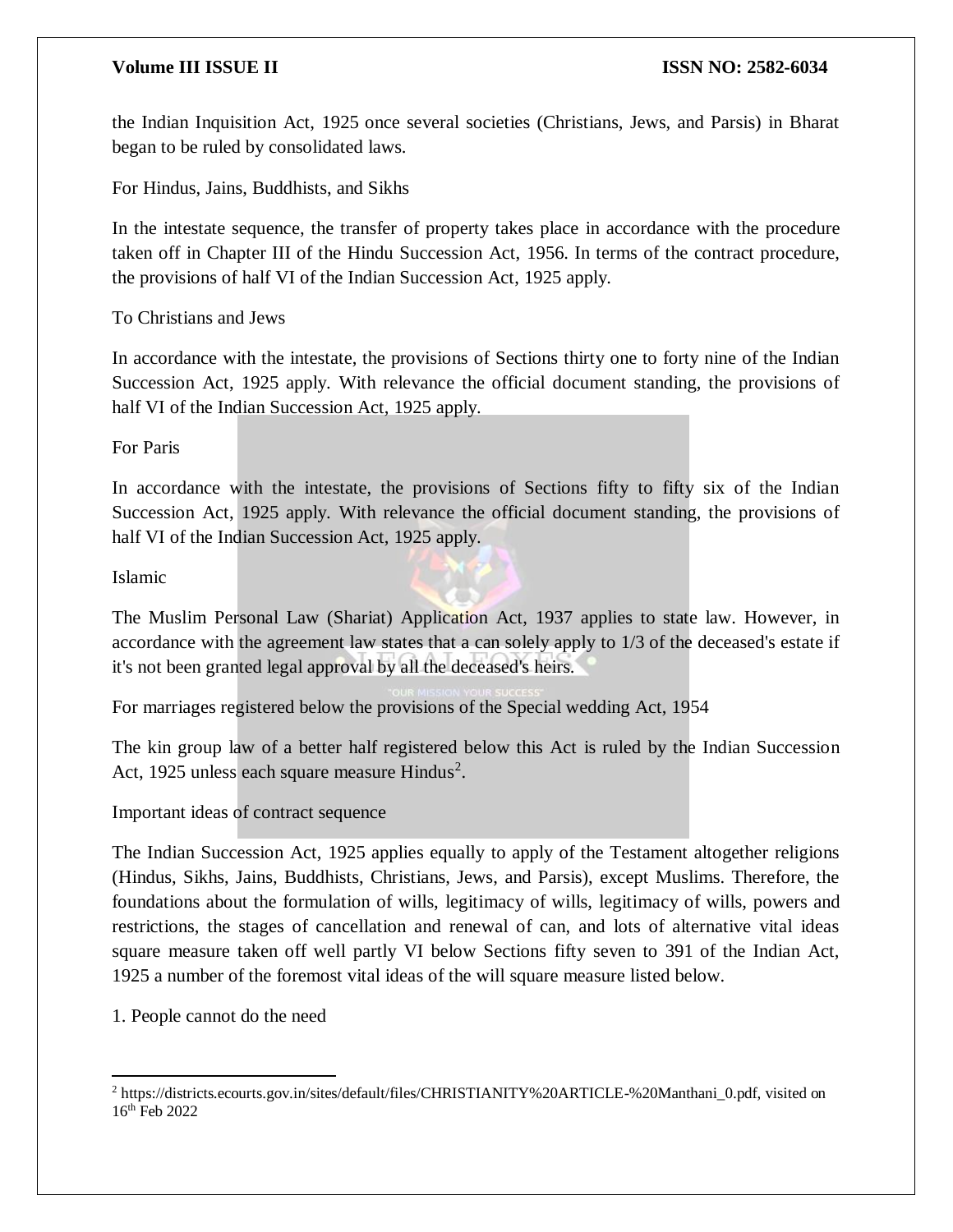the Indian Inquisition Act, 1925 once several societies (Christians, Jews, and Parsis) in Bharat began to be ruled by consolidated laws.

For Hindus, Jains, Buddhists, and Sikhs

In the intestate sequence, the transfer of property takes place in accordance with the procedure taken off in Chapter III of the Hindu Succession Act, 1956. In terms of the contract procedure, the provisions of half VI of the Indian Succession Act, 1925 apply.

To Christians and Jews

In accordance with the intestate, the provisions of Sections thirty one to forty nine of the Indian Succession Act, 1925 apply. With relevance the official document standing, the provisions of half VI of the Indian Succession Act, 1925 apply.

For Paris

In accordance with the intestate, the provisions of Sections fifty to fifty six of the Indian Succession Act, 1925 apply. With relevance the official document standing, the provisions of half VI of the Indian Succession Act, 1925 apply.

Islamic

The Muslim Personal Law (Shariat) Application Act, 1937 applies to state law. However, in accordance with the agreement law states that a can solely apply to 1/3 of the deceased's estate if it's not been granted legal approval by all the deceased's heirs.

For marriages registered below the provisions of the Special wedding Act, 1954

The kin group law of a better half registered below this Act is ruled by the Indian Succession Act, 1925 unless each square measure Hindus[2].

Important ideas of contract sequence

The Indian Succession Act, 1925 applies equally to apply of the Testament altogether religions (Hindus, Sikhs, Jains, Buddhists, Christians, Jews, and Parsis), except Muslims. Therefore, the foundations about the formulation of wills, legitimacy of wills, legitimacy of wills, powers and restrictions, the stages of cancellation and renewal of can, and lots of alternative vital ideas square measure taken off well partly VI below Sections fifty seven to 391 of the Indian Act, 1925 a number of the foremost vital ideas of the will square measure listed below.

1. People cannot do the need

---

[2] https://districts.ecourts.gov.in/sites/default/files/CHRISTIANITY%20ARTICLE-%20Manthani_0.pdf, visited on 16th Feb 2022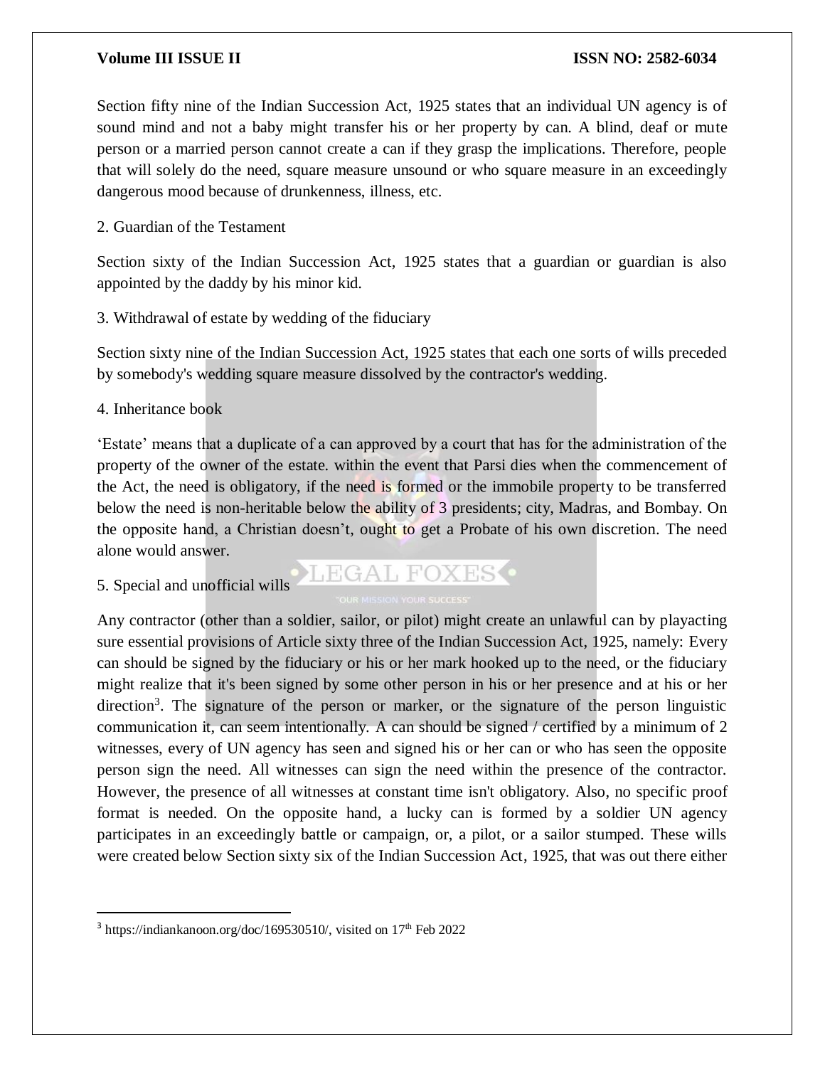Section fifty nine of the Indian Succession Act, 1925 states that an individual UN agency is of sound mind and not a baby might transfer his or her property by can. A blind, deaf or mute person or a married person cannot create a can if they grasp the implications. Therefore, people that will solely do the need, square measure unsound or who square measure in an exceedingly dangerous mood because of drunkenness, illness, etc.

2. Guardian of the Testament

Section sixty of the Indian Succession Act, 1925 states that a guardian or guardian is also appointed by the daddy by his minor kid.

3. Withdrawal of estate by wedding of the fiduciary

Section sixty nine of the Indian Succession Act, 1925 states that each one sorts of wills preceded by somebody's wedding square measure dissolved by the contractor's wedding.

4. Inheritance book

'Estate' means that a duplicate of a can approved by a court that has for the administration of the property of the owner of the estate. within the event that Parsi dies when the commencement of the Act, the need is obligatory, if the need is formed or the immobile property to be transferred below the need is non-heritable below the ability of 3 presidents; city, Madras, and Bombay. On the opposite hand, a Christian doesn't, ought to get a Probate of his own discretion. The need alone would answer.

5. Special and unofficial wills

Any contractor (other than a soldier, sailor, or pilot) might create an unlawful can by playacting sure essential provisions of Article sixty three of the Indian Succession Act, 1925, namely: Every can should be signed by the fiduciary or his or her mark hooked up to the need, or the fiduciary might realize that it's been signed by some other person in his or her presence and at his or her direction[3]. The signature of the person or marker, or the signature of the person linguistic communication it, can seem intentionally. A can should be signed / certified by a minimum of 2 witnesses, every of UN agency has seen and signed his or her can or who has seen the opposite person sign the need. All witnesses can sign the need within the presence of the contractor. However, the presence of all witnesses at constant time isn't obligatory. Also, no specific proof format is needed. On the opposite hand, a lucky can is formed by a soldier UN agency participates in an exceedingly battle or campaign, or, a pilot, or a sailor stumped. These wills were created below Section sixty six of the Indian Succession Act, 1925, that was out there either

---

[3] https://indiankanoon.org/doc/169530510/, visited on 17th Feb 2022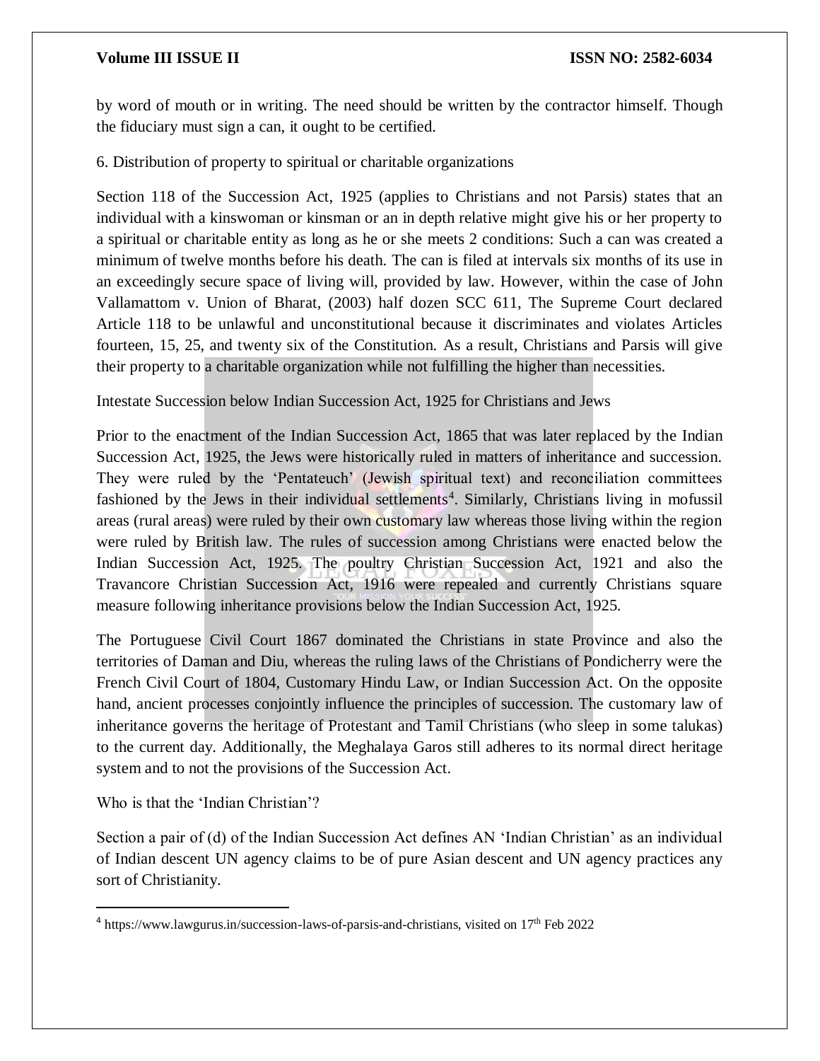by word of mouth or in writing. The need should be written by the contractor himself. Though the fiduciary must sign a can, it ought to be certified.

6. Distribution of property to spiritual or charitable organizations

Section 118 of the Succession Act, 1925 (applies to Christians and not Parsis) states that an individual with a kinswoman or kinsman or an in depth relative might give his or her property to a spiritual or charitable entity as long as he or she meets 2 conditions: Such a can was created a minimum of twelve months before his death. The can is filed at intervals six months of its use in an exceedingly secure space of living will, provided by law. However, within the case of John Vallamattom v. Union of Bharat, (2003) half dozen SCC 611, The Supreme Court declared Article 118 to be unlawful and unconstitutional because it discriminates and violates Articles fourteen, 15, 25, and twenty six of the Constitution. As a result, Christians and Parsis will give their property to a charitable organization while not fulfilling the higher than necessities.

Intestate Succession below Indian Succession Act, 1925 for Christians and Jews

Prior to the enactment of the Indian Succession Act, 1865 that was later replaced by the Indian Succession Act, 1925, the Jews were historically ruled in matters of inheritance and succession. They were ruled by the 'Pentateuch' (Jewish spiritual text) and reconciliation committees fashioned by the Jews in their individual settlements[4]. Similarly, Christians living in mofussil areas (rural areas) were ruled by their own customary law whereas those living within the region were ruled by British law. The rules of succession among Christians were enacted below the Indian Succession Act, 1925. The poultry Christian Succession Act, 1921 and also the Travancore Christian Succession Act, 1916 were repealed and currently Christians square measure following inheritance provisions below the Indian Succession Act, 1925.

The Portuguese Civil Court 1867 dominated the Christians in state Province and also the territories of Daman and Diu, whereas the ruling laws of the Christians of Pondicherry were the French Civil Court of 1804, Customary Hindu Law, or Indian Succession Act. On the opposite hand, ancient processes conjointly influence the principles of succession. The customary law of inheritance governs the heritage of Protestant and Tamil Christians (who sleep in some talukas) to the current day. Additionally, the Meghalaya Garos still adheres to its normal direct heritage system and to not the provisions of the Succession Act.

Who is that the 'Indian Christian'?

Section a pair of (d) of the Indian Succession Act defines AN 'Indian Christian' as an individual of Indian descent UN agency claims to be of pure Asian descent and UN agency practices any sort of Christianity.

---

[4] https://www.lawgurus.in/succession-laws-of-parsis-and-christians, visited on 17th Feb 2022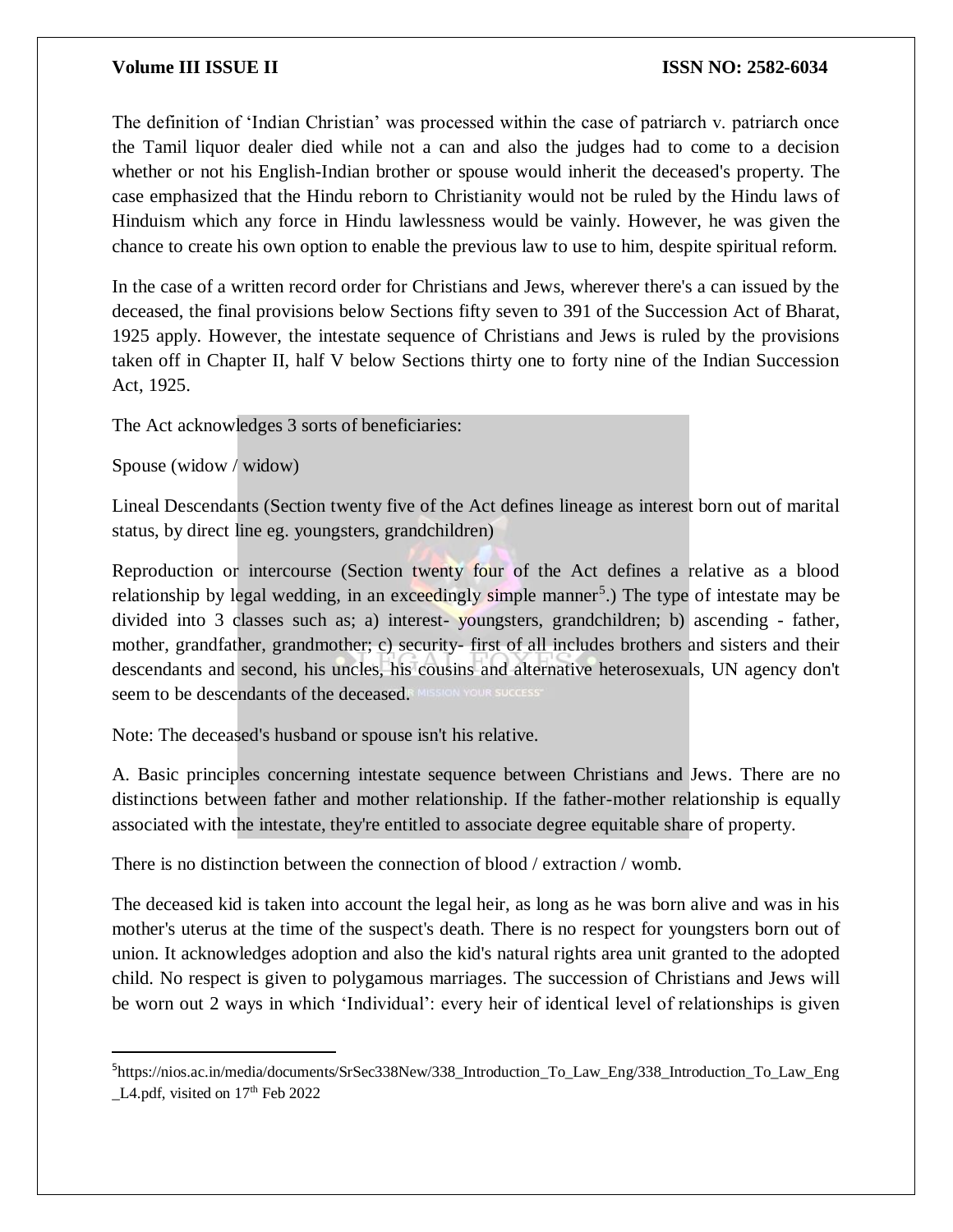The definition of 'Indian Christian' was processed within the case of patriarch v. patriarch once the Tamil liquor dealer died while not a can and also the judges had to come to a decision whether or not his English-Indian brother or spouse would inherit the deceased's property. The case emphasized that the Hindu reborn to Christianity would not be ruled by the Hindu laws of Hinduism which any force in Hindu lawlessness would be vainly. However, he was given the chance to create his own option to enable the previous law to use to him, despite spiritual reform.

In the case of a written record order for Christians and Jews, wherever there's a can issued by the deceased, the final provisions below Sections fifty seven to 391 of the Succession Act of Bharat, 1925 apply. However, the intestate sequence of Christians and Jews is ruled by the provisions taken off in Chapter II, half V below Sections thirty one to forty nine of the Indian Succession Act, 1925.

The Act acknowledges 3 sorts of beneficiaries:

Spouse (widow / widow)

Lineal Descendants (Section twenty five of the Act defines lineage as interest born out of marital status, by direct line eg. youngsters, grandchildren)

Reproduction or intercourse (Section twenty four of the Act defines a relative as a blood relationship by legal wedding, in an exceedingly simple manner[5].) The type of intestate may be divided into 3 classes such as; a) interest- youngsters, grandchildren; b) ascending - father, mother, grandfather, grandmother; c) security- first of all includes brothers and sisters and their descendants and second, his uncles, his cousins and alternative heterosexuals, UN agency don't seem to be descendants of the deceased.

Note: The deceased's husband or spouse isn't his relative.

A. Basic principles concerning intestate sequence between Christians and Jews. There are no distinctions between father and mother relationship. If the father-mother relationship is equally associated with the intestate, they're entitled to associate degree equitable share of property.

There is no distinction between the connection of blood / extraction / womb.

The deceased kid is taken into account the legal heir, as long as he was born alive and was in his mother's uterus at the time of the suspect's death. There is no respect for youngsters born out of union. It acknowledges adoption and also the kid's natural rights area unit granted to the adopted child. No respect is given to polygamous marriages. The succession of Christians and Jews will be worn out 2 ways in which 'Individual': every heir of identical level of relationships is given

---

[5] https://nios.ac.in/media/documents/SrSec338New/338_Introduction_To_Law_Eng/338_Introduction_To_Law_Eng_L4.pdf, visited on 17th Feb 2022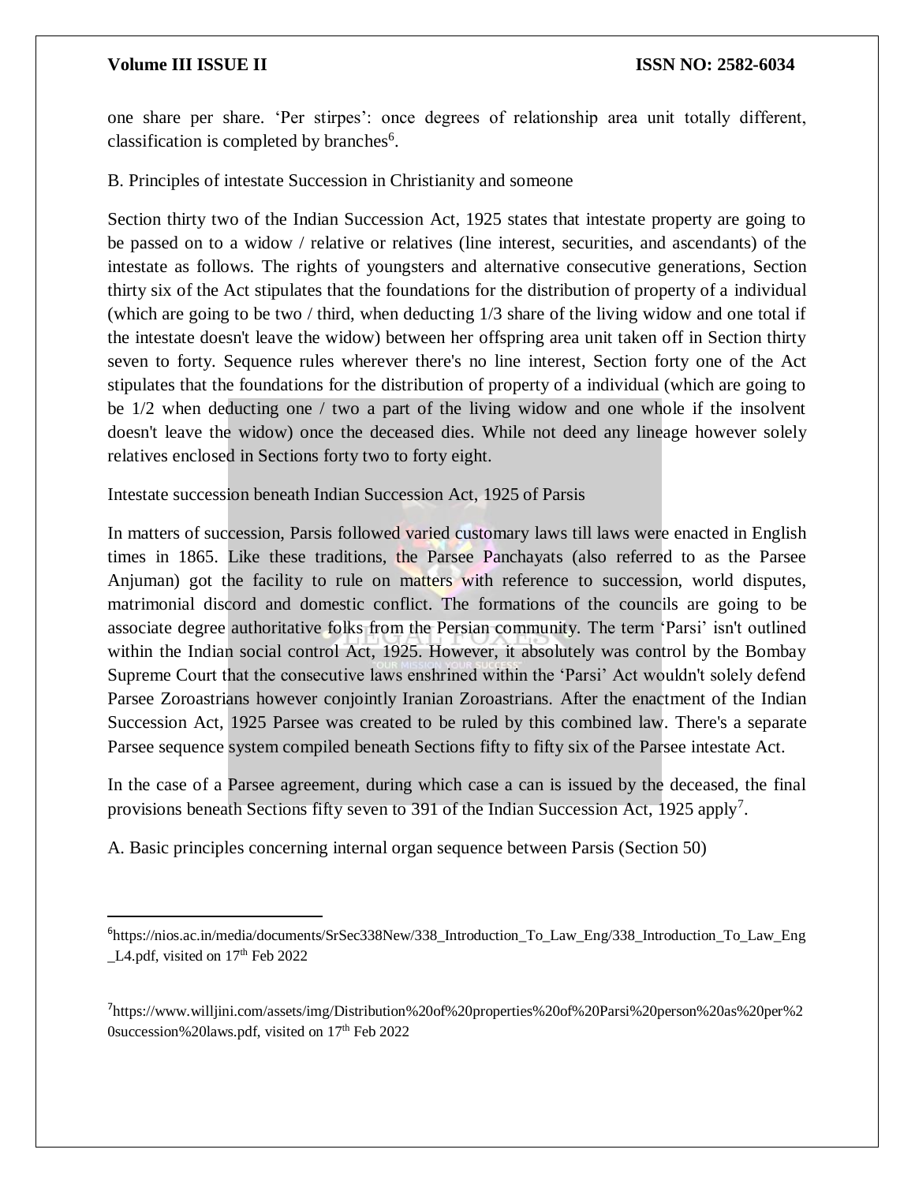one share per share. 'Per stirpes': once degrees of relationship area unit totally different, classification is completed by branches[6].

B. Principles of intestate Succession in Christianity and someone

Section thirty two of the Indian Succession Act, 1925 states that intestate property are going to be passed on to a widow / relative or relatives (line interest, securities, and ascendants) of the intestate as follows. The rights of youngsters and alternative consecutive generations, Section thirty six of the Act stipulates that the foundations for the distribution of property of a individual (which are going to be two / third, when deducting 1/3 share of the living widow and one total if the intestate doesn't leave the widow) between her offspring area unit taken off in Section thirty seven to forty. Sequence rules wherever there's no line interest, Section forty one of the Act stipulates that the foundations for the distribution of property of a individual (which are going to be 1/2 when deducting one / two a part of the living widow and one whole if the insolvent doesn't leave the widow) once the deceased dies. While not deed any lineage however solely relatives enclosed in Sections forty two to forty eight.

Intestate succession beneath Indian Succession Act, 1925 of Parsis

In matters of succession, Parsis followed varied customary laws till laws were enacted in English times in 1865. Like these traditions, the Parsee Panchayats (also referred to as the Parsee Anjuman) got the facility to rule on matters with reference to succession, world disputes, matrimonial discord and domestic conflict. The formations of the councils are going to be associate degree authoritative folks from the Persian community. The term 'Parsi' isn't outlined within the Indian social control Act, 1925. However, it absolutely was control by the Bombay Supreme Court that the consecutive laws enshrined within the 'Parsi' Act wouldn't solely defend Parsee Zoroastrians however conjointly Iranian Zoroastrians. After the enactment of the Indian Succession Act, 1925 Parsee was created to be ruled by this combined law. There's a separate Parsee sequence system compiled beneath Sections fifty to fifty six of the Parsee intestate Act.

In the case of a Parsee agreement, during which case a can is issued by the deceased, the final provisions beneath Sections fifty seven to 391 of the Indian Succession Act, 1925 apply[7].

A. Basic principles concerning internal organ sequence between Parsis (Section 50)

---

[6] https://nios.ac.in/media/documents/SrSec338New/338_Introduction_To_Law_Eng/338_Introduction_To_Law_Eng_L4.pdf, visited on 17th Feb 2022

[7] https://www.willjini.com/assets/img/Distribution%20of%20properties%20of%20Parsi%20person%20as%20per%20succession%20laws.pdf, visited on 17th Feb 2022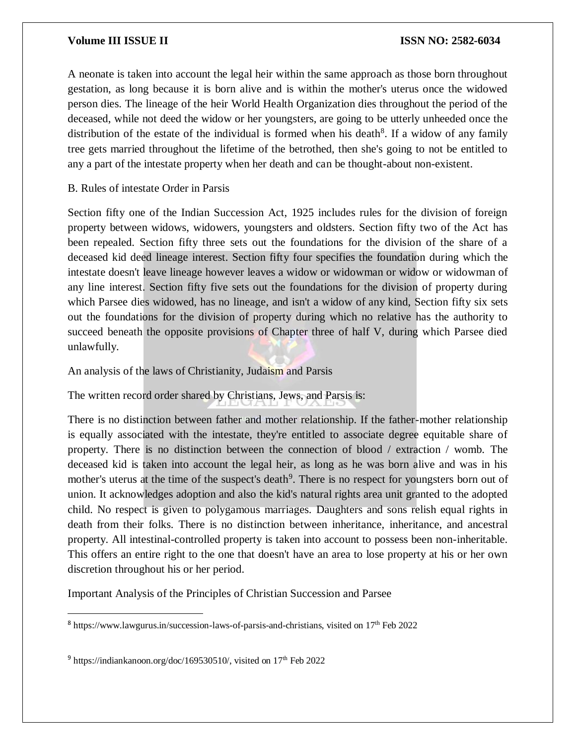A neonate is taken into account the legal heir within the same approach as those born throughout gestation, as long because it is born alive and is within the mother's uterus once the widowed person dies. The lineage of the heir World Health Organization dies throughout the period of the deceased, while not deed the widow or her youngsters, are going to be utterly unheeded once the distribution of the estate of the individual is formed when his death[8]. If a widow of any family tree gets married throughout the lifetime of the betrothed, then she's going to not be entitled to any a part of the intestate property when her death and can be thought-about non-existent.

B. Rules of intestate Order in Parsis

Section fifty one of the Indian Succession Act, 1925 includes rules for the division of foreign property between widows, widowers, youngsters and oldsters. Section fifty two of the Act has been repealed. Section fifty three sets out the foundations for the division of the share of a deceased kid deed lineage interest. Section fifty four specifies the foundation during which the intestate doesn't leave lineage however leaves a widow or widowman or widow or widowman of any line interest. Section fifty five sets out the foundations for the division of property during which Parsee dies widowed, has no lineage, and isn't a widow of any kind, Section fifty six sets out the foundations for the division of property during which no relative has the authority to succeed beneath the opposite provisions of Chapter three of half V, during which Parsee died unlawfully.

An analysis of the laws of Christianity, Judaism and Parsis

The written record order shared by Christians, Jews, and Parsis is:

There is no distinction between father and mother relationship. If the father-mother relationship is equally associated with the intestate, they're entitled to associate degree equitable share of property. There is no distinction between the connection of blood / extraction / womb. The deceased kid is taken into account the legal heir, as long as he was born alive and was in his mother's uterus at the time of the suspect's death[9]. There is no respect for youngsters born out of union. It acknowledges adoption and also the kid's natural rights area unit granted to the adopted child. No respect is given to polygamous marriages. Daughters and sons relish equal rights in death from their folks. There is no distinction between inheritance, inheritance, and ancestral property. All intestinal-controlled property is taken into account to possess been non-inheritable. This offers an entire right to the one that doesn't have an area to lose property at his or her own discretion throughout his or her period.

Important Analysis of the Principles of Christian Succession and Parsee

---

[8] https://www.lawgurus.in/succession-laws-of-parsis-and-christians, visited on 17th Feb 2022

[9] https://indiankanoon.org/doc/169530510/, visited on 17th Feb 2022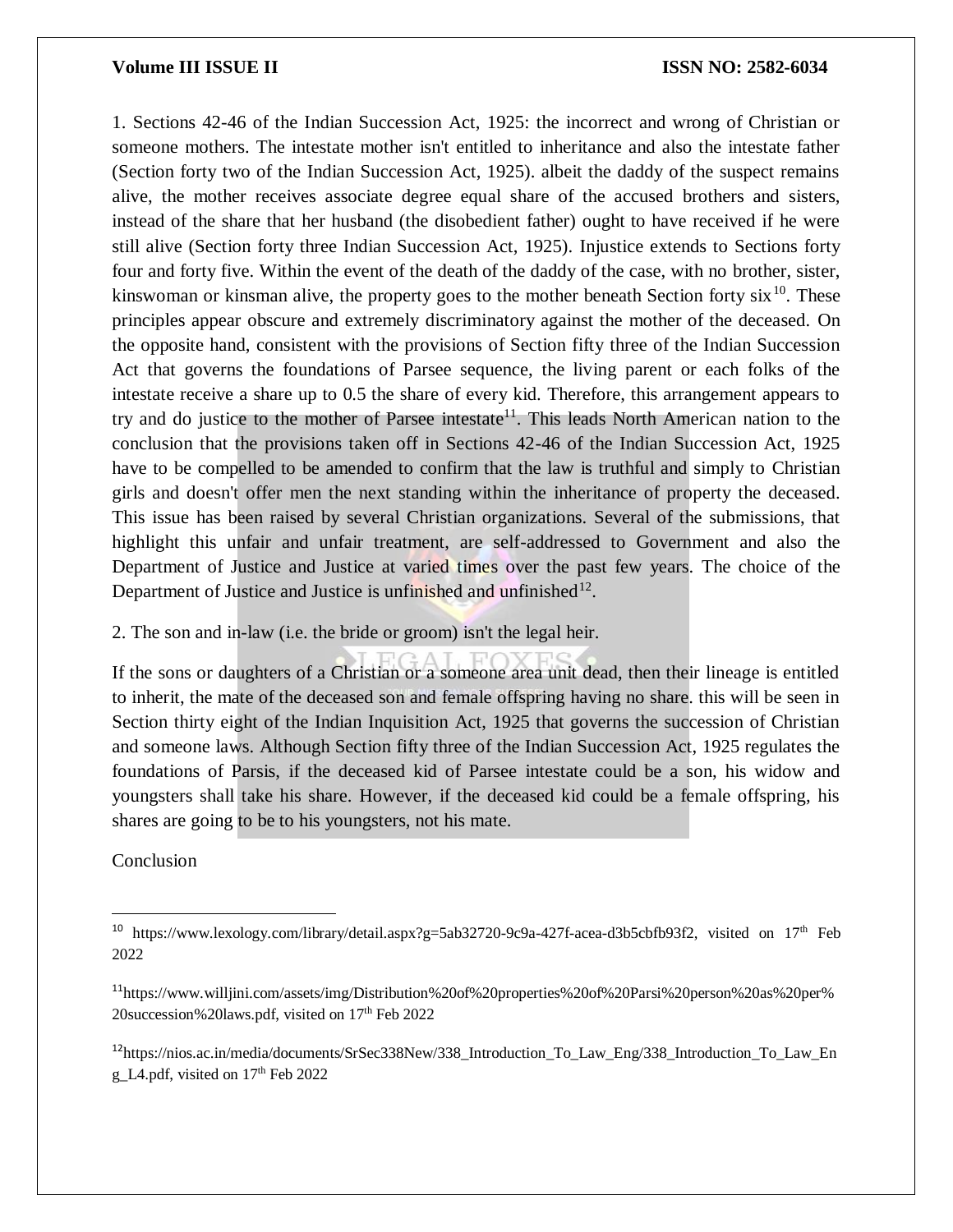1. Sections 42-46 of the Indian Succession Act, 1925: the incorrect and wrong of Christian or someone mothers. The intestate mother isn't entitled to inheritance and also the intestate father (Section forty two of the Indian Succession Act, 1925). albeit the daddy of the suspect remains alive, the mother receives associate degree equal share of the accused brothers and sisters, instead of the share that her husband (the disobedient father) ought to have received if he were still alive (Section forty three Indian Succession Act, 1925). Injustice extends to Sections forty four and forty five. Within the event of the death of the daddy of the case, with no brother, sister, kinswoman or kinsman alive, the property goes to the mother beneath Section forty six[10]. These principles appear obscure and extremely discriminatory against the mother of the deceased. On the opposite hand, consistent with the provisions of Section fifty three of the Indian Succession Act that governs the foundations of Parsee sequence, the living parent or each folks of the intestate receive a share up to 0.5 the share of every kid. Therefore, this arrangement appears to try and do justice to the mother of Parsee intestate[11]. This leads North American nation to the conclusion that the provisions taken off in Sections 42-46 of the Indian Succession Act, 1925 have to be compelled to be amended to confirm that the law is truthful and simply to Christian girls and doesn't offer men the next standing within the inheritance of property the deceased. This issue has been raised by several Christian organizations. Several of the submissions, that highlight this unfair and unfair treatment, are self-addressed to Government and also the Department of Justice and Justice at varied times over the past few years. The choice of the Department of Justice and Justice is unfinished and unfinished[12].

2. The son and in-law (i.e. the bride or groom) isn't the legal heir.

If the sons or daughters of a Christian or a someone area unit dead, then their lineage is entitled to inherit, the mate of the deceased son and female offspring having no share. this will be seen in Section thirty eight of the Indian Inquisition Act, 1925 that governs the succession of Christian and someone laws. Although Section fifty three of the Indian Succession Act, 1925 regulates the foundations of Parsis, if the deceased kid of Parsee intestate could be a son, his widow and youngsters shall take his share. However, if the deceased kid could be a female offspring, his shares are going to be to his youngsters, not his mate.

Conclusion

---

[10] https://www.lexology.com/library/detail.aspx?g=5ab32720-9c9a-427f-acea-d3b5cbfb93f2, visited on 17th Feb 2022

[11] https://www.willjini.com/assets/img/Distribution%20of%20properties%20of%20Parsi%20person%20as%20per%20succession%20laws.pdf, visited on 17th Feb 2022

[12] https://nios.ac.in/media/documents/SrSec338New/338_Introduction_To_Law_Eng/338_Introduction_To_Law_Eng_L4.pdf, visited on 17th Feb 2022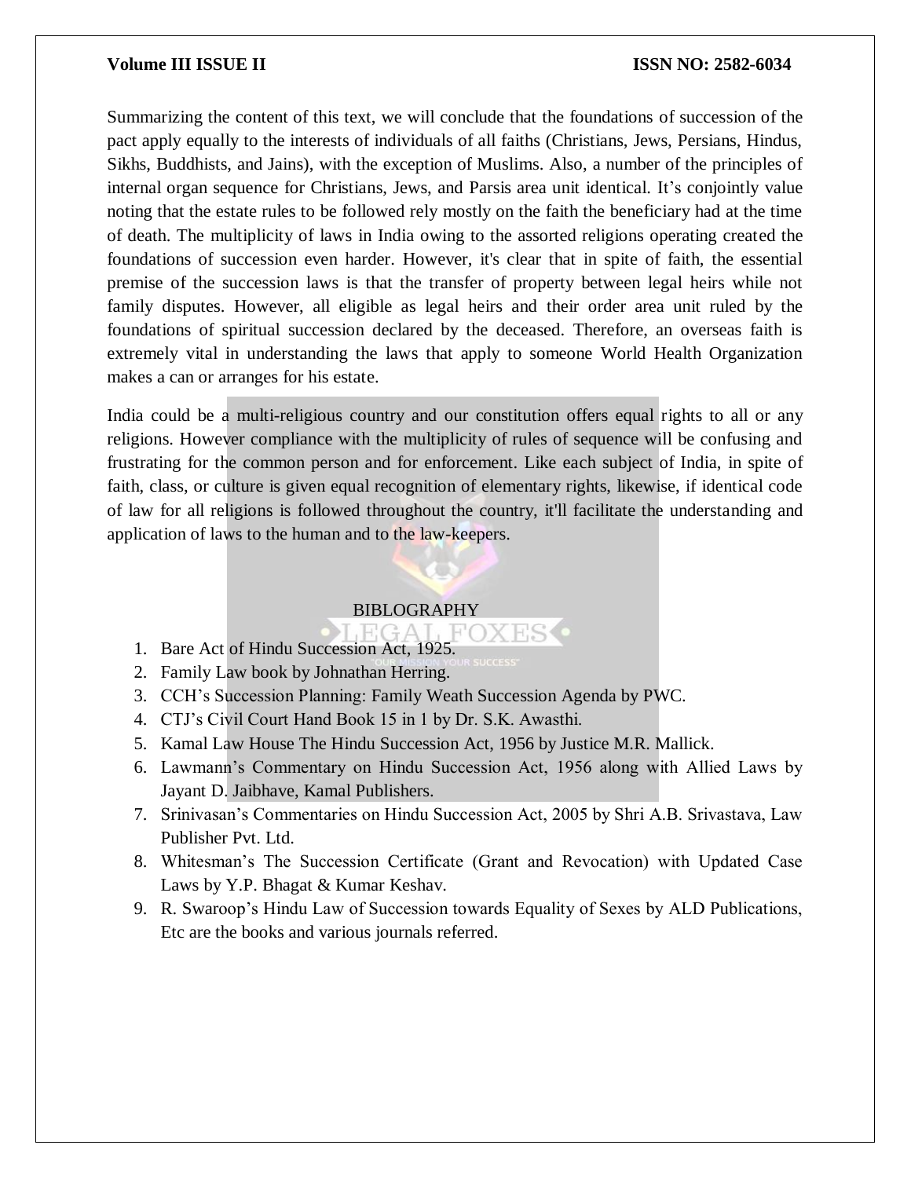Summarizing the content of this text, we will conclude that the foundations of succession of the pact apply equally to the interests of individuals of all faiths (Christians, Jews, Persians, Hindus, Sikhs, Buddhists, and Jains), with the exception of Muslims. Also, a number of the principles of internal organ sequence for Christians, Jews, and Parsis area unit identical. It's conjointly value noting that the estate rules to be followed rely mostly on the faith the beneficiary had at the time of death. The multiplicity of laws in India owing to the assorted religions operating created the foundations of succession even harder. However, it's clear that in spite of faith, the essential premise of the succession laws is that the transfer of property between legal heirs while not family disputes. However, all eligible as legal heirs and their order area unit ruled by the foundations of spiritual succession declared by the deceased. Therefore, an overseas faith is extremely vital in understanding the laws that apply to someone World Health Organization makes a can or arranges for his estate.

India could be a multi-religious country and our constitution offers equal rights to all or any religions. However compliance with the multiplicity of rules of sequence will be confusing and frustrating for the common person and for enforcement. Like each subject of India, in spite of faith, class, or culture is given equal recognition of elementary rights, likewise, if identical code of law for all religions is followed throughout the country, it'll facilitate the understanding and application of laws to the human and to the law-keepers.

## BIBLOGRAPHY

1. Bare Act of Hindu Succession Act, 1925.
2. Family Law book by Johnathan Herring.
3. CCH's Succession Planning: Family Weath Succession Agenda by PWC.
4. CTJ's Civil Court Hand Book 15 in 1 by Dr. S.K. Awasthi.
5. Kamal Law House The Hindu Succession Act, 1956 by Justice M.R. Mallick.
6. Lawmann's Commentary on Hindu Succession Act, 1956 along with Allied Laws by Jayant D. Jaibhave, Kamal Publishers.
7. Srinivasan's Commentaries on Hindu Succession Act, 2005 by Shri A.B. Srivastava, Law Publisher Pvt. Ltd.
8. Whitesman's The Succession Certificate (Grant and Revocation) with Updated Case Laws by Y.P. Bhagat & Kumar Keshav.
9. R. Swaroop's Hindu Law of Succession towards Equality of Sexes by ALD Publications, Etc are the books and various journals referred.